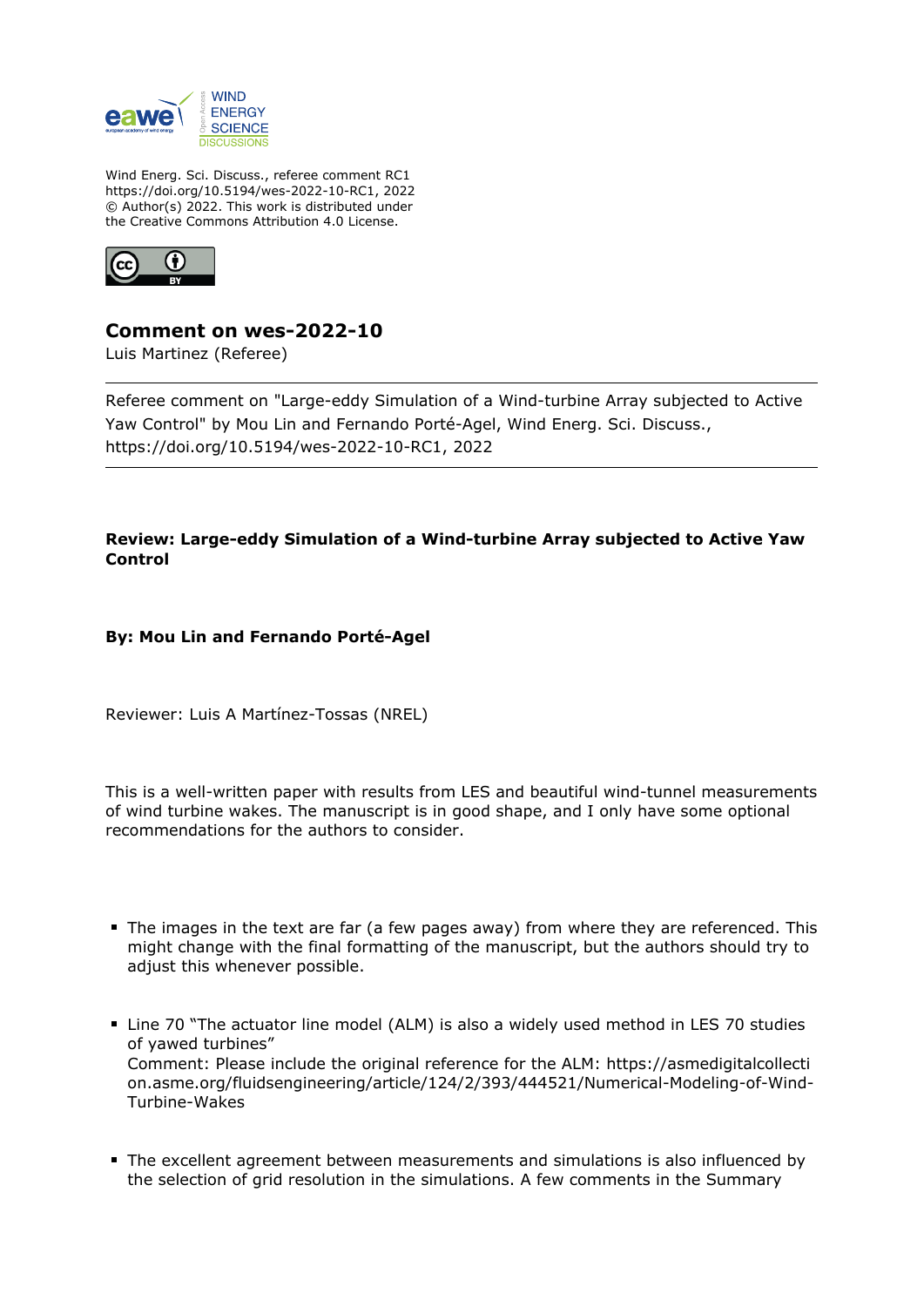Wind Energ. Sci. Discuss., referee comment RC1
https://doi.org/10.5194/wes-2022-10-RC1, 2022
© Author(s) 2022. This work is distributed under
the Creative Commons Attribution 4.0 License.

## Comment on wes-2022-10

Luis Martinez (Referee)

---

Referee comment on "Large-eddy Simulation of a Wind-turbine Array subjected to Active Yaw Control" by Mou Lin and Fernando Porté-Agel, Wind Energ. Sci. Discuss., https://doi.org/10.5194/wes-2022-10-RC1, 2022

---

**Review: Large-eddy Simulation of a Wind-turbine Array subjected to Active Yaw Control**

**By: Mou Lin and Fernando Porté-Agel**

Reviewer: Luis A Martínez-Tossas (NREL)

This is a well-written paper with results from LES and beautiful wind-tunnel measurements of wind turbine wakes. The manuscript is in good shape, and I only have some optional recommendations for the authors to consider.

- The images in the text are far (a few pages away) from where they are referenced. This might change with the final formatting of the manuscript, but the authors should try to adjust this whenever possible.
- Line 70 "The actuator line model (ALM) is also a widely used method in LES 70 studies of yawed turbines"
  Comment: Please include the original reference for the ALM: https://asmedigitalcollection.asme.org/fluidsengineering/article/124/2/393/444521/Numerical-Modeling-of-Wind-Turbine-Wakes
- The excellent agreement between measurements and simulations is also influenced by the selection of grid resolution in the simulations. A few comments in the Summary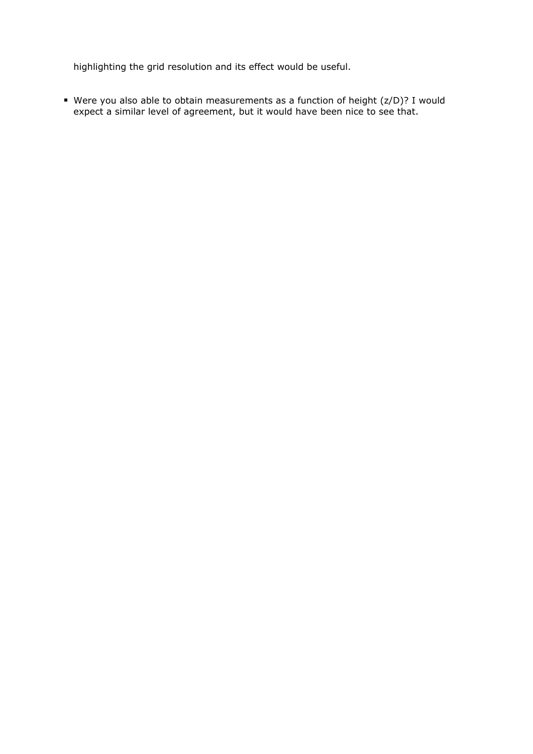highlighting the grid resolution and its effect would be useful.

- Were you also able to obtain measurements as a function of height ($z/D$)? I would expect a similar level of agreement, but it would have been nice to see that.